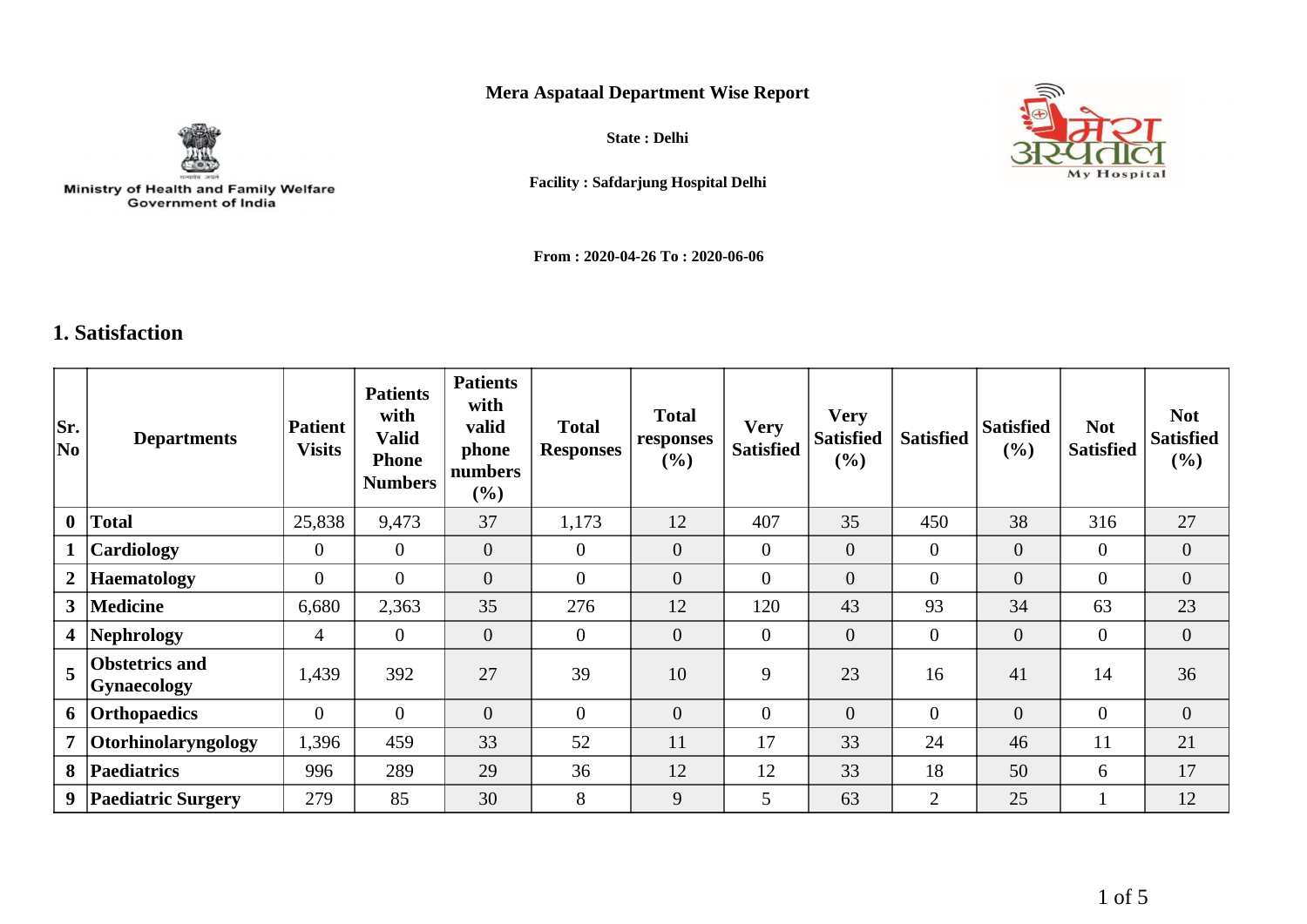Ministry of Health and Family Welfare
Government of India

# Mera Aspataal Department Wise Report

**State : Delhi**

**Facility : Safdarjung Hospital Delhi**

**From : 2020-04-26 To : 2020-06-06**

## 1. Satisfaction

| Sr. No | Departments | Patient Visits | Patients with Valid Phone Numbers | Patients with valid phone numbers (%) | Total Responses | Total responses (%) | Very Satisfied | Very Satisfied (%) | Satisfied | Satisfied (%) | Not Satisfied | Not Satisfied (%) |
|---|---|---|---|---|---|---|---|---|---|---|---|---|
| **0** | **Total** | 25,838 | 9,473 | 37 | 1,173 | 12 | 407 | 35 | 450 | 38 | 316 | 27 |
| **1** | **Cardiology** | 0 | 0 | 0 | 0 | 0 | 0 | 0 | 0 | 0 | 0 | 0 |
| **2** | **Haematology** | 0 | 0 | 0 | 0 | 0 | 0 | 0 | 0 | 0 | 0 | 0 |
| **3** | **Medicine** | 6,680 | 2,363 | 35 | 276 | 12 | 120 | 43 | 93 | 34 | 63 | 23 |
| **4** | **Nephrology** | 4 | 0 | 0 | 0 | 0 | 0 | 0 | 0 | 0 | 0 | 0 |
| **5** | **Obstetrics and Gynaecology** | 1,439 | 392 | 27 | 39 | 10 | 9 | 23 | 16 | 41 | 14 | 36 |
| **6** | **Orthopaedics** | 0 | 0 | 0 | 0 | 0 | 0 | 0 | 0 | 0 | 0 | 0 |
| **7** | **Otorhinolaryngology** | 1,396 | 459 | 33 | 52 | 11 | 17 | 33 | 24 | 46 | 11 | 21 |
| **8** | **Paediatrics** | 996 | 289 | 29 | 36 | 12 | 12 | 33 | 18 | 50 | 6 | 17 |
| **9** | **Paediatric Surgery** | 279 | 85 | 30 | 8 | 9 | 5 | 63 | 2 | 25 | 1 | 12 |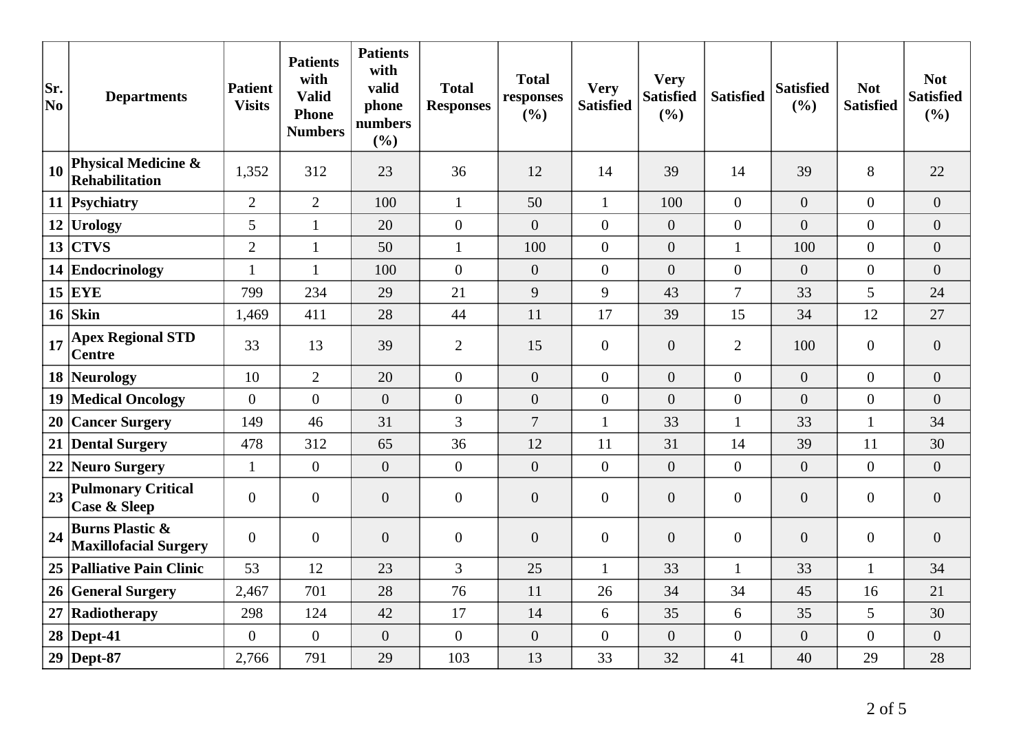| Sr. No | Departments | Patient Visits | Patients with Valid Phone Numbers | Patients with valid phone numbers (%) | Total Responses | Total responses (%) | Very Satisfied | Very Satisfied (%) | Satisfied | Satisfied (%) | Not Satisfied | Not Satisfied (%) |
|---|---|---|---|---|---|---|---|---|---|---|---|---|
| 10 | Physical Medicine & Rehabilitation | 1,352 | 312 | 23 | 36 | 12 | 14 | 39 | 14 | 39 | 8 | 22 |
| 11 | Psychiatry | 2 | 2 | 100 | 1 | 50 | 1 | 100 | 0 | 0 | 0 | 0 |
| 12 | Urology | 5 | 1 | 20 | 0 | 0 | 0 | 0 | 0 | 0 | 0 | 0 |
| 13 | CTVS | 2 | 1 | 50 | 1 | 100 | 0 | 0 | 1 | 100 | 0 | 0 |
| 14 | Endocrinology | 1 | 1 | 100 | 0 | 0 | 0 | 0 | 0 | 0 | 0 | 0 |
| 15 | EYE | 799 | 234 | 29 | 21 | 9 | 9 | 43 | 7 | 33 | 5 | 24 |
| 16 | Skin | 1,469 | 411 | 28 | 44 | 11 | 17 | 39 | 15 | 34 | 12 | 27 |
| 17 | Apex Regional STD Centre | 33 | 13 | 39 | 2 | 15 | 0 | 0 | 2 | 100 | 0 | 0 |
| 18 | Neurology | 10 | 2 | 20 | 0 | 0 | 0 | 0 | 0 | 0 | 0 | 0 |
| 19 | Medical Oncology | 0 | 0 | 0 | 0 | 0 | 0 | 0 | 0 | 0 | 0 | 0 |
| 20 | Cancer Surgery | 149 | 46 | 31 | 3 | 7 | 1 | 33 | 1 | 33 | 1 | 34 |
| 21 | Dental Surgery | 478 | 312 | 65 | 36 | 12 | 11 | 31 | 14 | 39 | 11 | 30 |
| 22 | Neuro Surgery | 1 | 0 | 0 | 0 | 0 | 0 | 0 | 0 | 0 | 0 | 0 |
| 23 | Pulmonary Critical Case & Sleep | 0 | 0 | 0 | 0 | 0 | 0 | 0 | 0 | 0 | 0 | 0 |
| 24 | Burns Plastic & Maxillofacial Surgery | 0 | 0 | 0 | 0 | 0 | 0 | 0 | 0 | 0 | 0 | 0 |
| 25 | Palliative Pain Clinic | 53 | 12 | 23 | 3 | 25 | 1 | 33 | 1 | 33 | 1 | 34 |
| 26 | General Surgery | 2,467 | 701 | 28 | 76 | 11 | 26 | 34 | 34 | 45 | 16 | 21 |
| 27 | Radiotherapy | 298 | 124 | 42 | 17 | 14 | 6 | 35 | 6 | 35 | 5 | 30 |
| 28 | Dept-41 | 0 | 0 | 0 | 0 | 0 | 0 | 0 | 0 | 0 | 0 | 0 |
| 29 | Dept-87 | 2,766 | 791 | 29 | 103 | 13 | 33 | 32 | 41 | 40 | 29 | 28 |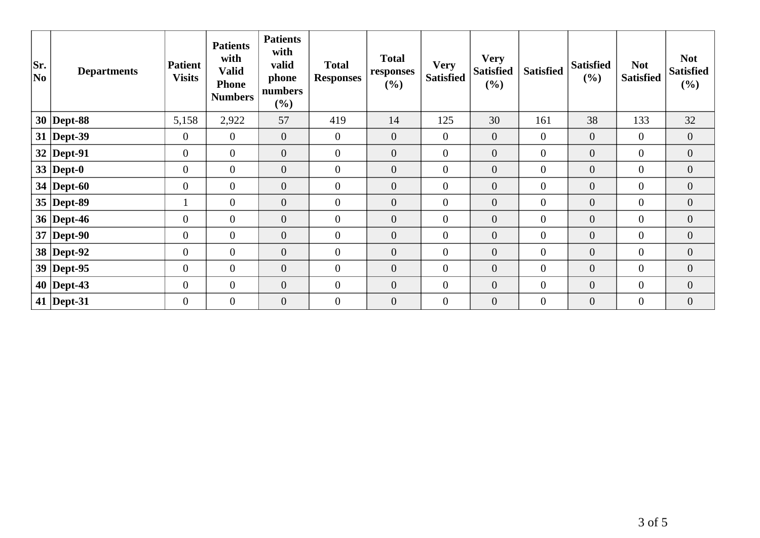| Sr. No | Departments | Patient Visits | Patients with Valid Phone Numbers | Patients with valid phone numbers (%) | Total Responses | Total responses (%) | Very Satisfied | Very Satisfied (%) | Satisfied | Satisfied (%) | Not Satisfied | Not Satisfied (%) |
|---|---|---|---|---|---|---|---|---|---|---|---|---|
| 30 | Dept-88 | 5,158 | 2,922 | 57 | 419 | 14 | 125 | 30 | 161 | 38 | 133 | 32 |
| 31 | Dept-39 | 0 | 0 | 0 | 0 | 0 | 0 | 0 | 0 | 0 | 0 | 0 |
| 32 | Dept-91 | 0 | 0 | 0 | 0 | 0 | 0 | 0 | 0 | 0 | 0 | 0 |
| 33 | Dept-0 | 0 | 0 | 0 | 0 | 0 | 0 | 0 | 0 | 0 | 0 | 0 |
| 34 | Dept-60 | 0 | 0 | 0 | 0 | 0 | 0 | 0 | 0 | 0 | 0 | 0 |
| 35 | Dept-89 | 1 | 0 | 0 | 0 | 0 | 0 | 0 | 0 | 0 | 0 | 0 |
| 36 | Dept-46 | 0 | 0 | 0 | 0 | 0 | 0 | 0 | 0 | 0 | 0 | 0 |
| 37 | Dept-90 | 0 | 0 | 0 | 0 | 0 | 0 | 0 | 0 | 0 | 0 | 0 |
| 38 | Dept-92 | 0 | 0 | 0 | 0 | 0 | 0 | 0 | 0 | 0 | 0 | 0 |
| 39 | Dept-95 | 0 | 0 | 0 | 0 | 0 | 0 | 0 | 0 | 0 | 0 | 0 |
| 40 | Dept-43 | 0 | 0 | 0 | 0 | 0 | 0 | 0 | 0 | 0 | 0 | 0 |
| 41 | Dept-31 | 0 | 0 | 0 | 0 | 0 | 0 | 0 | 0 | 0 | 0 | 0 |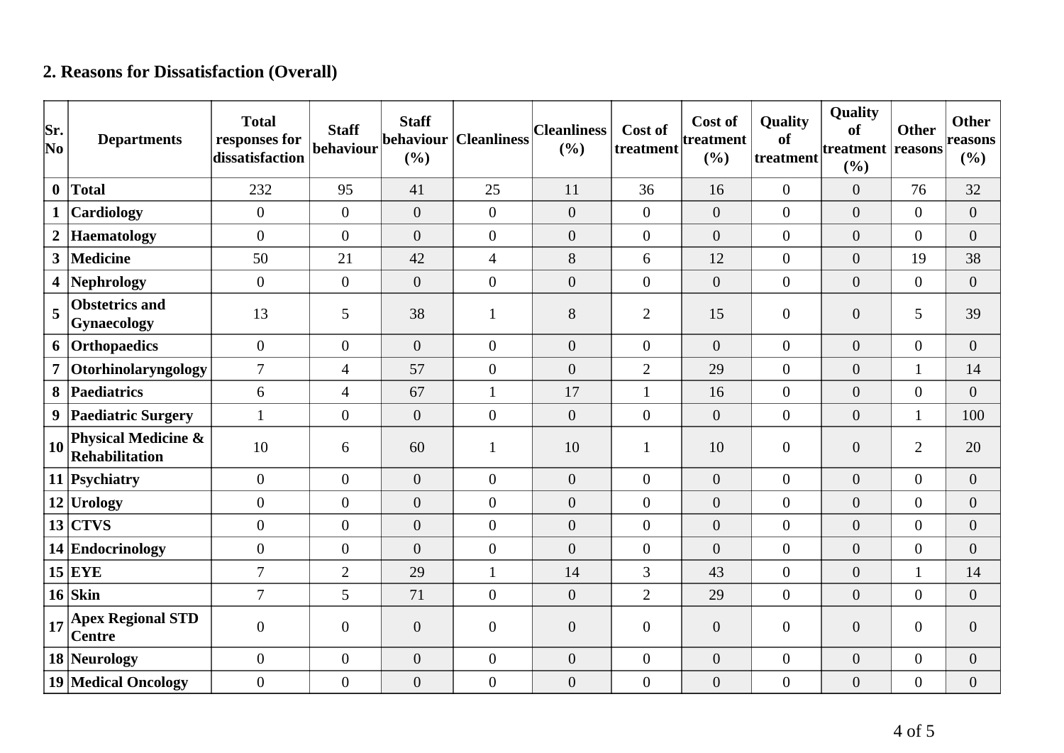## 2. Reasons for Dissatisfaction (Overall)

| Sr. No | Departments | Total responses for dissatisfaction | Staff behaviour | Staff behaviour (%) | Cleanliness | Cleanliness (%) | Cost of treatment | Cost of treatment (%) | Quality of treatment | Quality of treatment (%) | Other reasons | Other reasons (%) |
|---|---|---|---|---|---|---|---|---|---|---|---|---|
| 0 | Total | 232 | 95 | 41 | 25 | 11 | 36 | 16 | 0 | 0 | 76 | 32 |
| 1 | Cardiology | 0 | 0 | 0 | 0 | 0 | 0 | 0 | 0 | 0 | 0 | 0 |
| 2 | Haematology | 0 | 0 | 0 | 0 | 0 | 0 | 0 | 0 | 0 | 0 | 0 |
| 3 | Medicine | 50 | 21 | 42 | 4 | 8 | 6 | 12 | 0 | 0 | 19 | 38 |
| 4 | Nephrology | 0 | 0 | 0 | 0 | 0 | 0 | 0 | 0 | 0 | 0 | 0 |
| 5 | Obstetrics and Gynaecology | 13 | 5 | 38 | 1 | 8 | 2 | 15 | 0 | 0 | 5 | 39 |
| 6 | Orthopaedics | 0 | 0 | 0 | 0 | 0 | 0 | 0 | 0 | 0 | 0 | 0 |
| 7 | Otorhinolaryngology | 7 | 4 | 57 | 0 | 0 | 2 | 29 | 0 | 0 | 1 | 14 |
| 8 | Paediatrics | 6 | 4 | 67 | 1 | 17 | 1 | 16 | 0 | 0 | 0 | 0 |
| 9 | Paediatric Surgery | 1 | 0 | 0 | 0 | 0 | 0 | 0 | 0 | 0 | 1 | 100 |
| 10 | Physical Medicine & Rehabilitation | 10 | 6 | 60 | 1 | 10 | 1 | 10 | 0 | 0 | 2 | 20 |
| 11 | Psychiatry | 0 | 0 | 0 | 0 | 0 | 0 | 0 | 0 | 0 | 0 | 0 |
| 12 | Urology | 0 | 0 | 0 | 0 | 0 | 0 | 0 | 0 | 0 | 0 | 0 |
| 13 | CTVS | 0 | 0 | 0 | 0 | 0 | 0 | 0 | 0 | 0 | 0 | 0 |
| 14 | Endocrinology | 0 | 0 | 0 | 0 | 0 | 0 | 0 | 0 | 0 | 0 | 0 |
| 15 | EYE | 7 | 2 | 29 | 1 | 14 | 3 | 43 | 0 | 0 | 1 | 14 |
| 16 | Skin | 7 | 5 | 71 | 0 | 0 | 2 | 29 | 0 | 0 | 0 | 0 |
| 17 | Apex Regional STD Centre | 0 | 0 | 0 | 0 | 0 | 0 | 0 | 0 | 0 | 0 | 0 |
| 18 | Neurology | 0 | 0 | 0 | 0 | 0 | 0 | 0 | 0 | 0 | 0 | 0 |
| 19 | Medical Oncology | 0 | 0 | 0 | 0 | 0 | 0 | 0 | 0 | 0 | 0 | 0 |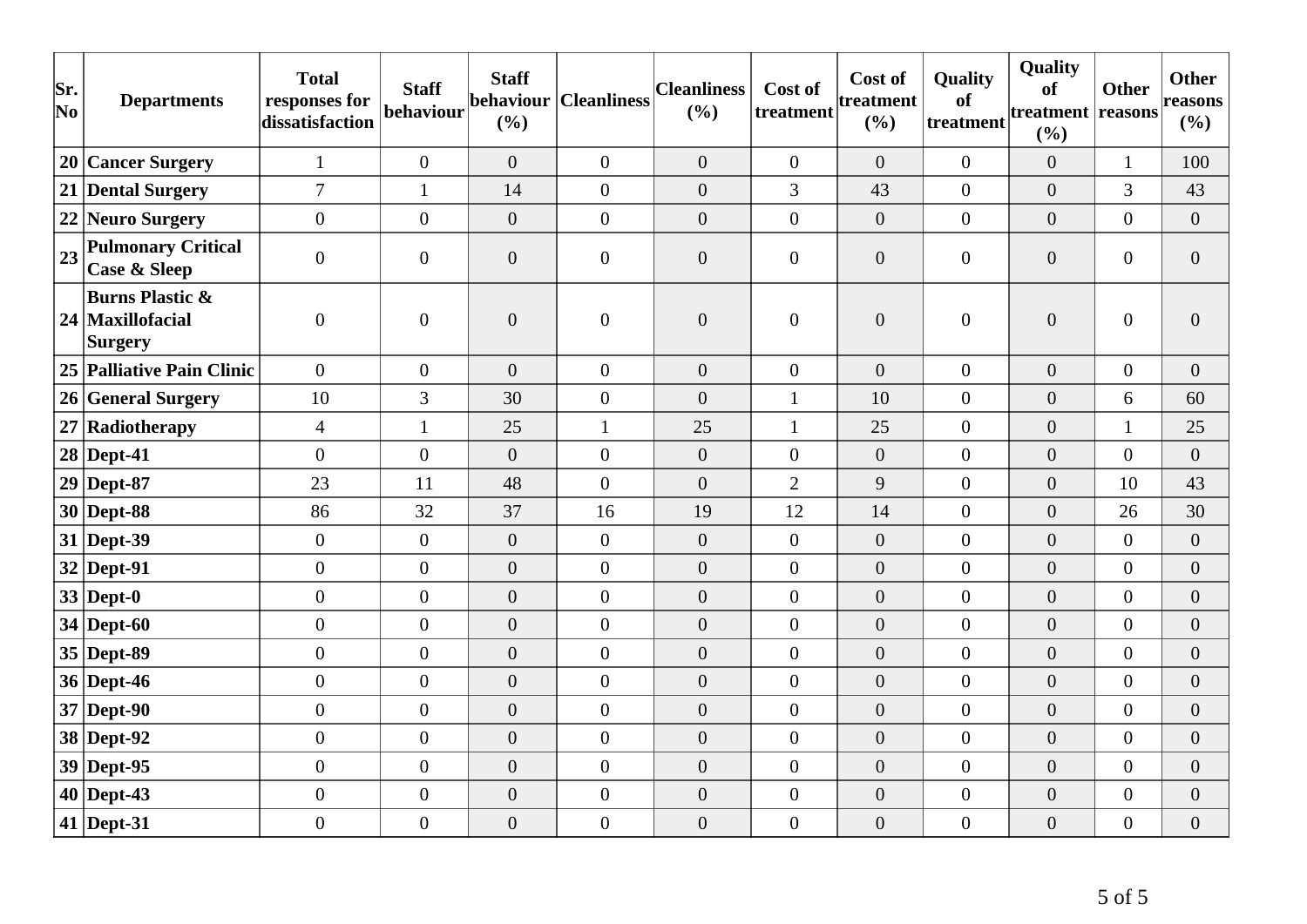| Sr. No | Departments | Total responses for dissatisfaction | Staff behaviour | Staff behaviour (%) | Cleanliness | Cleanliness (%) | Cost of treatment | Cost of treatment (%) | Quality of treatment | Quality of treatment (%) | Other reasons | Other reasons (%) |
|---|---|---|---|---|---|---|---|---|---|---|---|---|
| 20 | **Cancer Surgery** | 1 | 0 | 0 | 0 | 0 | 0 | 0 | 0 | 0 | 1 | 100 |
| 21 | **Dental Surgery** | 7 | 1 | 14 | 0 | 0 | 3 | 43 | 0 | 0 | 3 | 43 |
| 22 | **Neuro Surgery** | 0 | 0 | 0 | 0 | 0 | 0 | 0 | 0 | 0 | 0 | 0 |
| 23 | **Pulmonary Critical Case & Sleep** | 0 | 0 | 0 | 0 | 0 | 0 | 0 | 0 | 0 | 0 | 0 |
| 24 | **Burns Plastic & Maxillofacial Surgery** | 0 | 0 | 0 | 0 | 0 | 0 | 0 | 0 | 0 | 0 | 0 |
| 25 | **Palliative Pain Clinic** | 0 | 0 | 0 | 0 | 0 | 0 | 0 | 0 | 0 | 0 | 0 |
| 26 | **General Surgery** | 10 | 3 | 30 | 0 | 0 | 1 | 10 | 0 | 0 | 6 | 60 |
| 27 | **Radiotherapy** | 4 | 1 | 25 | 1 | 25 | 1 | 25 | 0 | 0 | 1 | 25 |
| 28 | **Dept-41** | 0 | 0 | 0 | 0 | 0 | 0 | 0 | 0 | 0 | 0 | 0 |
| 29 | **Dept-87** | 23 | 11 | 48 | 0 | 0 | 2 | 9 | 0 | 0 | 10 | 43 |
| 30 | **Dept-88** | 86 | 32 | 37 | 16 | 19 | 12 | 14 | 0 | 0 | 26 | 30 |
| 31 | **Dept-39** | 0 | 0 | 0 | 0 | 0 | 0 | 0 | 0 | 0 | 0 | 0 |
| 32 | **Dept-91** | 0 | 0 | 0 | 0 | 0 | 0 | 0 | 0 | 0 | 0 | 0 |
| 33 | **Dept-0** | 0 | 0 | 0 | 0 | 0 | 0 | 0 | 0 | 0 | 0 | 0 |
| 34 | **Dept-60** | 0 | 0 | 0 | 0 | 0 | 0 | 0 | 0 | 0 | 0 | 0 |
| 35 | **Dept-89** | 0 | 0 | 0 | 0 | 0 | 0 | 0 | 0 | 0 | 0 | 0 |
| 36 | **Dept-46** | 0 | 0 | 0 | 0 | 0 | 0 | 0 | 0 | 0 | 0 | 0 |
| 37 | **Dept-90** | 0 | 0 | 0 | 0 | 0 | 0 | 0 | 0 | 0 | 0 | 0 |
| 38 | **Dept-92** | 0 | 0 | 0 | 0 | 0 | 0 | 0 | 0 | 0 | 0 | 0 |
| 39 | **Dept-95** | 0 | 0 | 0 | 0 | 0 | 0 | 0 | 0 | 0 | 0 | 0 |
| 40 | **Dept-43** | 0 | 0 | 0 | 0 | 0 | 0 | 0 | 0 | 0 | 0 | 0 |
| 41 | **Dept-31** | 0 | 0 | 0 | 0 | 0 | 0 | 0 | 0 | 0 | 0 | 0 |